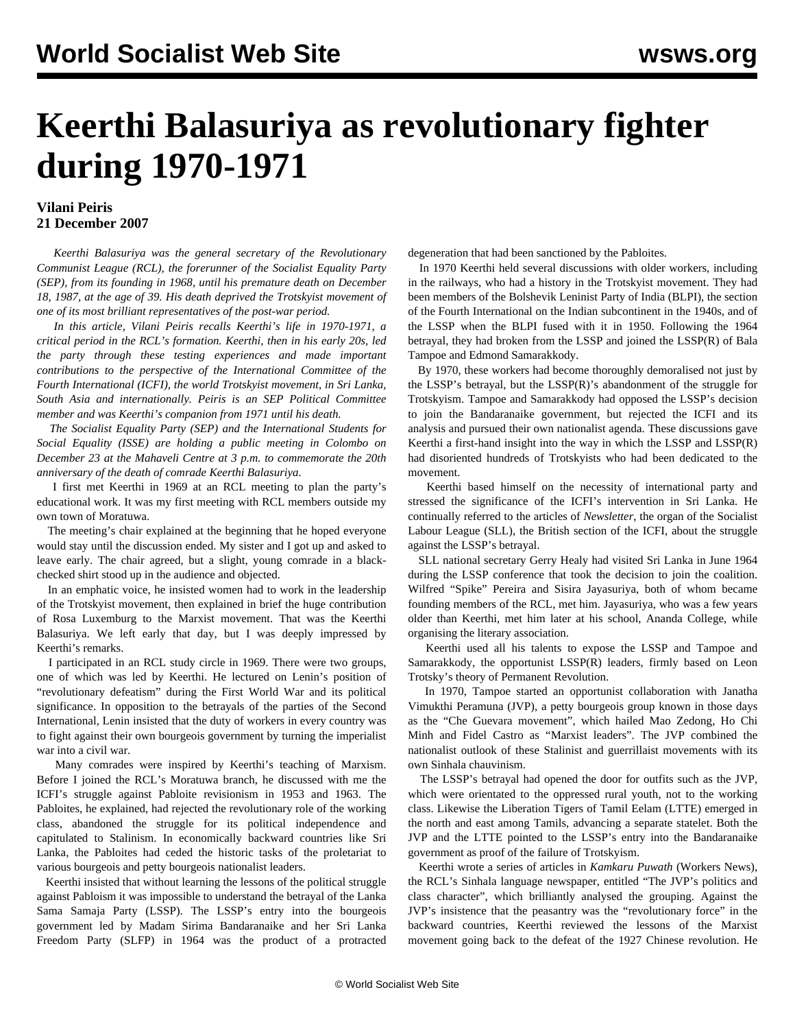# Keerthi Balasuriya as revolutionary fighter during 1970-1971

**Vilani Peiris**
**21 December 2007**

*Keerthi Balasuriya was the general secretary of the Revolutionary Communist League (RCL), the forerunner of the Socialist Equality Party (SEP), from its founding in 1968, until his premature death on December 18, 1987, at the age of 39. His death deprived the Trotskyist movement of one of its most brilliant representatives of the post-war period.*

*In this article, Vilani Peiris recalls Keerthi's life in 1970-1971, a critical period in the RCL's formation. Keerthi, then in his early 20s, led the party through these testing experiences and made important contributions to the perspective of the International Committee of the Fourth International (ICFI), the world Trotskyist movement, in Sri Lanka, South Asia and internationally. Peiris is an SEP Political Committee member and was Keerthi's companion from 1971 until his death.*

*The Socialist Equality Party (SEP) and the International Students for Social Equality (ISSE) are holding a public meeting in Colombo on December 23 at the Mahaveli Centre at 3 p.m. to commemorate the 20th anniversary of the death of comrade Keerthi Balasuriya.*

I first met Keerthi in 1969 at an RCL meeting to plan the party's educational work. It was my first meeting with RCL members outside my own town of Moratuwa.

The meeting's chair explained at the beginning that he hoped everyone would stay until the discussion ended. My sister and I got up and asked to leave early. The chair agreed, but a slight, young comrade in a black-checked shirt stood up in the audience and objected.

In an emphatic voice, he insisted women had to work in the leadership of the Trotskyist movement, then explained in brief the huge contribution of Rosa Luxemburg to the Marxist movement. That was the Keerthi Balasuriya. We left early that day, but I was deeply impressed by Keerthi's remarks.

I participated in an RCL study circle in 1969. There were two groups, one of which was led by Keerthi. He lectured on Lenin's position of "revolutionary defeatism" during the First World War and its political significance. In opposition to the betrayals of the parties of the Second International, Lenin insisted that the duty of workers in every country was to fight against their own bourgeois government by turning the imperialist war into a civil war.

Many comrades were inspired by Keerthi's teaching of Marxism. Before I joined the RCL's Moratuwa branch, he discussed with me the ICFI's struggle against Pabloite revisionism in 1953 and 1963. The Pabloites, he explained, had rejected the revolutionary role of the working class, abandoned the struggle for its political independence and capitulated to Stalinism. In economically backward countries like Sri Lanka, the Pabloites had ceded the historic tasks of the proletariat to various bourgeois and petty bourgeois nationalist leaders.

Keerthi insisted that without learning the lessons of the political struggle against Pabloism it was impossible to understand the betrayal of the Lanka Sama Samaja Party (LSSP). The LSSP's entry into the bourgeois government led by Madam Sirima Bandaranaike and her Sri Lanka Freedom Party (SLFP) in 1964 was the product of a protracted degeneration that had been sanctioned by the Pabloites.

In 1970 Keerthi held several discussions with older workers, including in the railways, who had a history in the Trotskyist movement. They had been members of the Bolshevik Leninist Party of India (BLPI), the section of the Fourth International on the Indian subcontinent in the 1940s, and of the LSSP when the BLPI fused with it in 1950. Following the 1964 betrayal, they had broken from the LSSP and joined the LSSP(R) of Bala Tampoe and Edmond Samarakkody.

By 1970, these workers had become thoroughly demoralised not just by the LSSP's betrayal, but the LSSP(R)'s abandonment of the struggle for Trotskyism. Tampoe and Samarakkody had opposed the LSSP's decision to join the Bandaranaike government, but rejected the ICFI and its analysis and pursued their own nationalist agenda. These discussions gave Keerthi a first-hand insight into the way in which the LSSP and LSSP(R) had disoriented hundreds of Trotskyists who had been dedicated to the movement.

Keerthi based himself on the necessity of international party and stressed the significance of the ICFI's intervention in Sri Lanka. He continually referred to the articles of *Newsletter*, the organ of the Socialist Labour League (SLL), the British section of the ICFI, about the struggle against the LSSP's betrayal.

SLL national secretary Gerry Healy had visited Sri Lanka in June 1964 during the LSSP conference that took the decision to join the coalition. Wilfred "Spike" Pereira and Sisira Jayasuriya, both of whom became founding members of the RCL, met him. Jayasuriya, who was a few years older than Keerthi, met him later at his school, Ananda College, while organising the literary association.

Keerthi used all his talents to expose the LSSP and Tampoe and Samarakkody, the opportunist LSSP(R) leaders, firmly based on Leon Trotsky's theory of Permanent Revolution.

In 1970, Tampoe started an opportunist collaboration with Janatha Vimukthi Peramuna (JVP), a petty bourgeois group known in those days as the "Che Guevara movement", which hailed Mao Zedong, Ho Chi Minh and Fidel Castro as "Marxist leaders". The JVP combined the nationalist outlook of these Stalinist and guerrillaist movements with its own Sinhala chauvinism.

The LSSP's betrayal had opened the door for outfits such as the JVP, which were orientated to the oppressed rural youth, not to the working class. Likewise the Liberation Tigers of Tamil Eelam (LTTE) emerged in the north and east among Tamils, advancing a separate statelet. Both the JVP and the LTTE pointed to the LSSP's entry into the Bandaranaike government as proof of the failure of Trotskyism.

Keerthi wrote a series of articles in *Kamkaru Puwath* (Workers News), the RCL's Sinhala language newspaper, entitled "The JVP's politics and class character", which brilliantly analysed the grouping. Against the JVP's insistence that the peasantry was the "revolutionary force" in the backward countries, Keerthi reviewed the lessons of the Marxist movement going back to the defeat of the 1927 Chinese revolution. He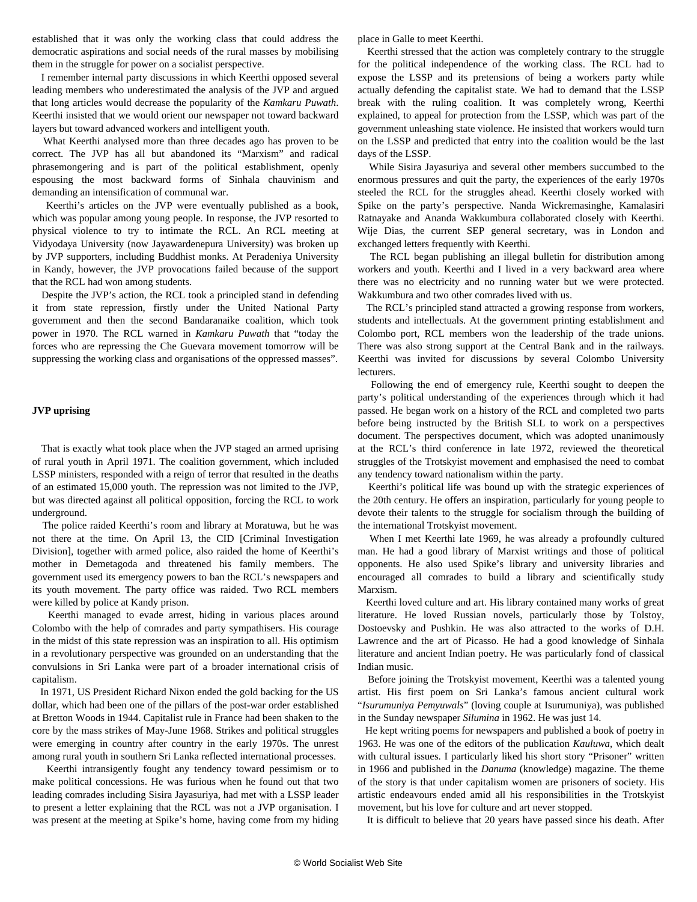established that it was only the working class that could address the democratic aspirations and social needs of the rural masses by mobilising them in the struggle for power on a socialist perspective.

I remember internal party discussions in which Keerthi opposed several leading members who underestimated the analysis of the JVP and argued that long articles would decrease the popularity of the *Kamkaru Puwath*. Keerthi insisted that we would orient our newspaper not toward backward layers but toward advanced workers and intelligent youth.

What Keerthi analysed more than three decades ago has proven to be correct. The JVP has all but abandoned its "Marxism" and radical phrasemongering and is part of the political establishment, openly espousing the most backward forms of Sinhala chauvinism and demanding an intensification of communal war.

Keerthi's articles on the JVP were eventually published as a book, which was popular among young people. In response, the JVP resorted to physical violence to try to intimate the RCL. An RCL meeting at Vidyodaya University (now Jayawardenepura University) was broken up by JVP supporters, including Buddhist monks. At Peradeniya University in Kandy, however, the JVP provocations failed because of the support that the RCL had won among students.

Despite the JVP's action, the RCL took a principled stand in defending it from state repression, firstly under the United National Party government and then the second Bandaranaike coalition, which took power in 1970. The RCL warned in *Kamkaru Puwath* that "today the forces who are repressing the Che Guevara movement tomorrow will be suppressing the working class and organisations of the oppressed masses".

**JVP uprising**

That is exactly what took place when the JVP staged an armed uprising of rural youth in April 1971. The coalition government, which included LSSP ministers, responded with a reign of terror that resulted in the deaths of an estimated 15,000 youth. The repression was not limited to the JVP, but was directed against all political opposition, forcing the RCL to work underground.

The police raided Keerthi's room and library at Moratuwa, but he was not there at the time. On April 13, the CID [Criminal Investigation Division], together with armed police, also raided the home of Keerthi's mother in Demetagoda and threatened his family members. The government used its emergency powers to ban the RCL's newspapers and its youth movement. The party office was raided. Two RCL members were killed by police at Kandy prison.

Keerthi managed to evade arrest, hiding in various places around Colombo with the help of comrades and party sympathisers. His courage in the midst of this state repression was an inspiration to all. His optimism in a revolutionary perspective was grounded on an understanding that the convulsions in Sri Lanka were part of a broader international crisis of capitalism.

In 1971, US President Richard Nixon ended the gold backing for the US dollar, which had been one of the pillars of the post-war order established at Bretton Woods in 1944. Capitalist rule in France had been shaken to the core by the mass strikes of May-June 1968. Strikes and political struggles were emerging in country after country in the early 1970s. The unrest among rural youth in southern Sri Lanka reflected international processes.

Keerthi intransigently fought any tendency toward pessimism or to make political concessions. He was furious when he found out that two leading comrades including Sisira Jayasuriya, had met with a LSSP leader to present a letter explaining that the RCL was not a JVP organisation. I was present at the meeting at Spike's home, having come from my hiding place in Galle to meet Keerthi.

Keerthi stressed that the action was completely contrary to the struggle for the political independence of the working class. The RCL had to expose the LSSP and its pretensions of being a workers party while actually defending the capitalist state. We had to demand that the LSSP break with the ruling coalition. It was completely wrong, Keerthi explained, to appeal for protection from the LSSP, which was part of the government unleashing state violence. He insisted that workers would turn on the LSSP and predicted that entry into the coalition would be the last days of the LSSP.

While Sisira Jayasuriya and several other members succumbed to the enormous pressures and quit the party, the experiences of the early 1970s steeled the RCL for the struggles ahead. Keerthi closely worked with Spike on the party's perspective. Nanda Wickremasinghe, Kamalasiri Ratnayake and Ananda Wakkumbura collaborated closely with Keerthi. Wije Dias, the current SEP general secretary, was in London and exchanged letters frequently with Keerthi.

The RCL began publishing an illegal bulletin for distribution among workers and youth. Keerthi and I lived in a very backward area where there was no electricity and no running water but we were protected. Wakkumbura and two other comrades lived with us.

The RCL's principled stand attracted a growing response from workers, students and intellectuals. At the government printing establishment and Colombo port, RCL members won the leadership of the trade unions. There was also strong support at the Central Bank and in the railways. Keerthi was invited for discussions by several Colombo University lecturers.

Following the end of emergency rule, Keerthi sought to deepen the party's political understanding of the experiences through which it had passed. He began work on a history of the RCL and completed two parts before being instructed by the British SLL to work on a perspectives document. The perspectives document, which was adopted unanimously at the RCL's third conference in late 1972, reviewed the theoretical struggles of the Trotskyist movement and emphasised the need to combat any tendency toward nationalism within the party.

Keerthi's political life was bound up with the strategic experiences of the 20th century. He offers an inspiration, particularly for young people to devote their talents to the struggle for socialism through the building of the international Trotskyist movement.

When I met Keerthi late 1969, he was already a profoundly cultured man. He had a good library of Marxist writings and those of political opponents. He also used Spike's library and university libraries and encouraged all comrades to build a library and scientifically study Marxism.

Keerthi loved culture and art. His library contained many works of great literature. He loved Russian novels, particularly those by Tolstoy, Dostoevsky and Pushkin. He was also attracted to the works of D.H. Lawrence and the art of Picasso. He had a good knowledge of Sinhala literature and ancient Indian poetry. He was particularly fond of classical Indian music.

Before joining the Trotskyist movement, Keerthi was a talented young artist. His first poem on Sri Lanka's famous ancient cultural work "*Isurumuniya Pemyuwals*" (loving couple at Isurumuniya), was published in the Sunday newspaper *Silumina* in 1962. He was just 14.

He kept writing poems for newspapers and published a book of poetry in 1963. He was one of the editors of the publication *Kauluwa*, which dealt with cultural issues. I particularly liked his short story "Prisoner" written in 1966 and published in the *Danuma* (knowledge) magazine. The theme of the story is that under capitalism women are prisoners of society. His artistic endeavours ended amid all his responsibilities in the Trotskyist movement, but his love for culture and art never stopped.

It is difficult to believe that 20 years have passed since his death. After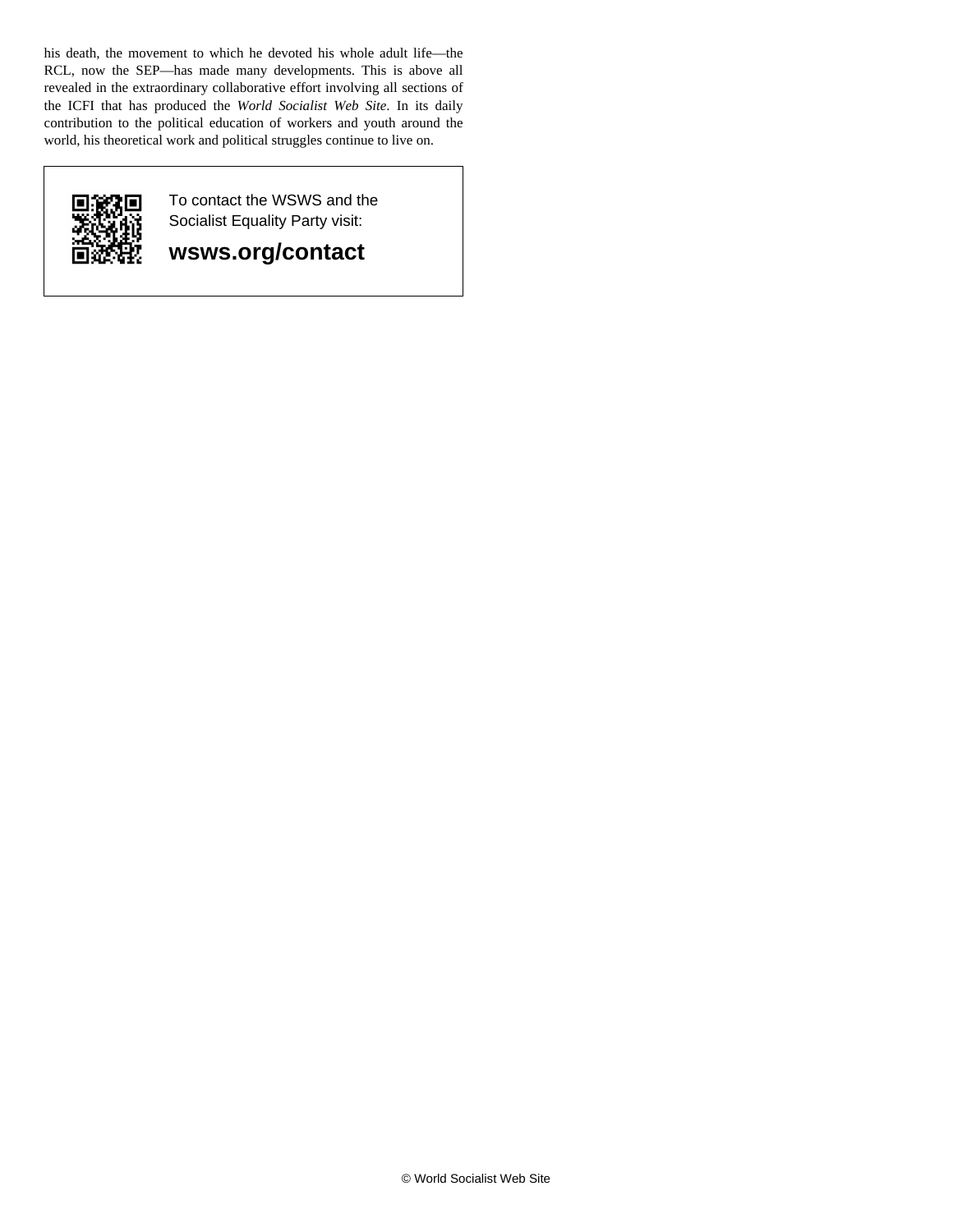his death, the movement to which he devoted his whole adult life—the RCL, now the SEP—has made many developments. This is above all revealed in the extraordinary collaborative effort involving all sections of the ICFI that has produced the *World Socialist Web Site*. In its daily contribution to the political education of workers and youth around the world, his theoretical work and political struggles continue to live on.

To contact the WSWS and the Socialist Equality Party visit:

**wsws.org/contact**